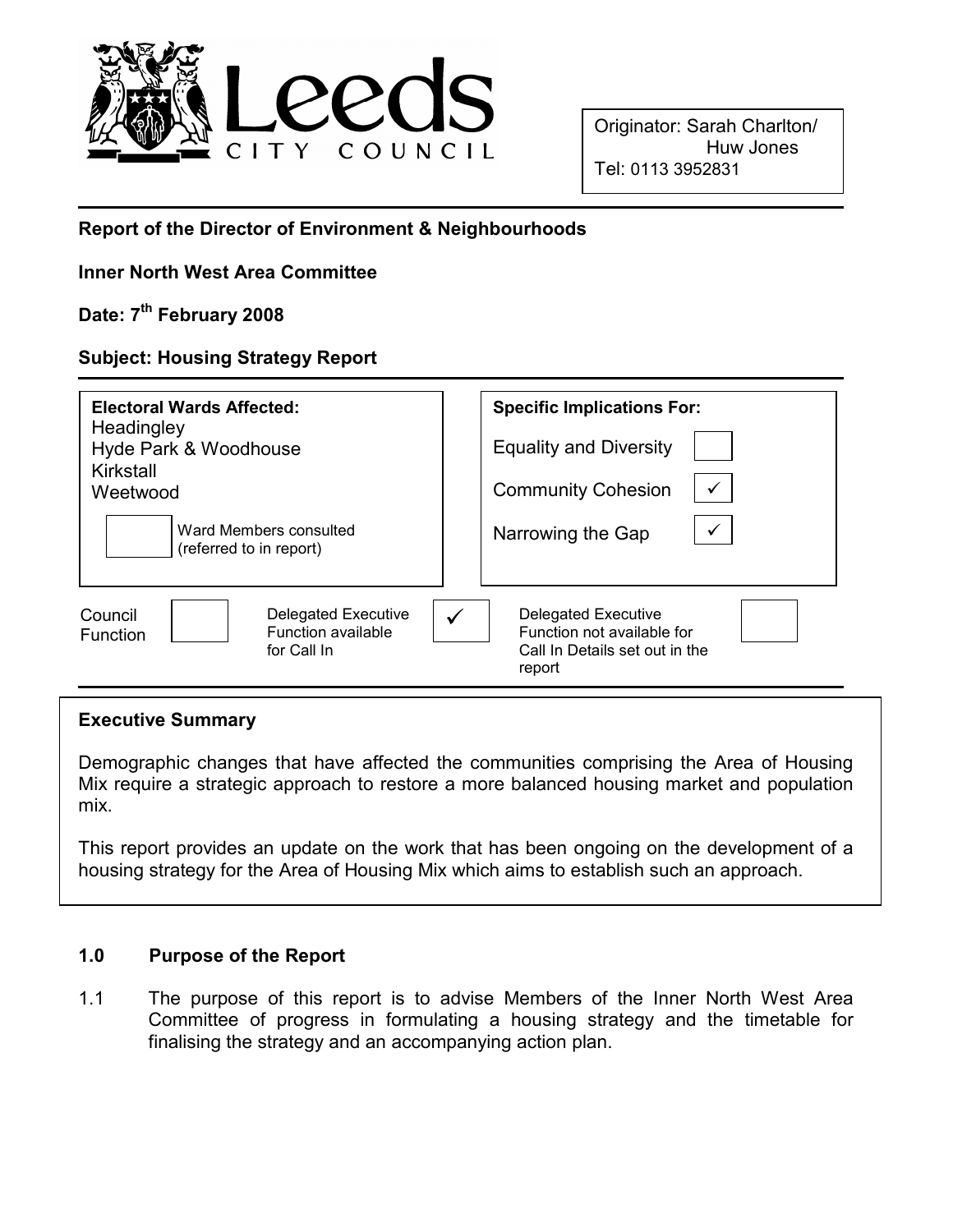Leeds CITY COUNCIL

Originator: Sarah Charlton/ Huw Jones
Tel: 0113 3952831

**Report of the Director of Environment & Neighbourhoods**

**Inner North West Area Committee**

**Date: 7th February 2008**

**Subject: Housing Strategy Report**

| **Electoral Wards Affected:** | **Specific Implications For:** | |
|---|---|---|
| Headingley | Equality and Diversity | |
| Hyde Park & Woodhouse | Community Cohesion | ✓ |
| Kirkstall | Narrowing the Gap | ✓ |
| Weetwood | | |
| ☐ Ward Members consulted (referred to in report) | | |

| Council Function | | Delegated Executive Function available for Call In | ✓ | Delegated Executive Function not available for Call In Details set out in the report | |
|---|---|---|---|---|---|

## Executive Summary

Demographic changes that have affected the communities comprising the Area of Housing Mix require a strategic approach to restore a more balanced housing market and population mix.

This report provides an update on the work that has been ongoing on the development of a housing strategy for the Area of Housing Mix which aims to establish such an approach.

## 1.0 Purpose of the Report

1.1 The purpose of this report is to advise Members of the Inner North West Area Committee of progress in formulating a housing strategy and the timetable for finalising the strategy and an accompanying action plan.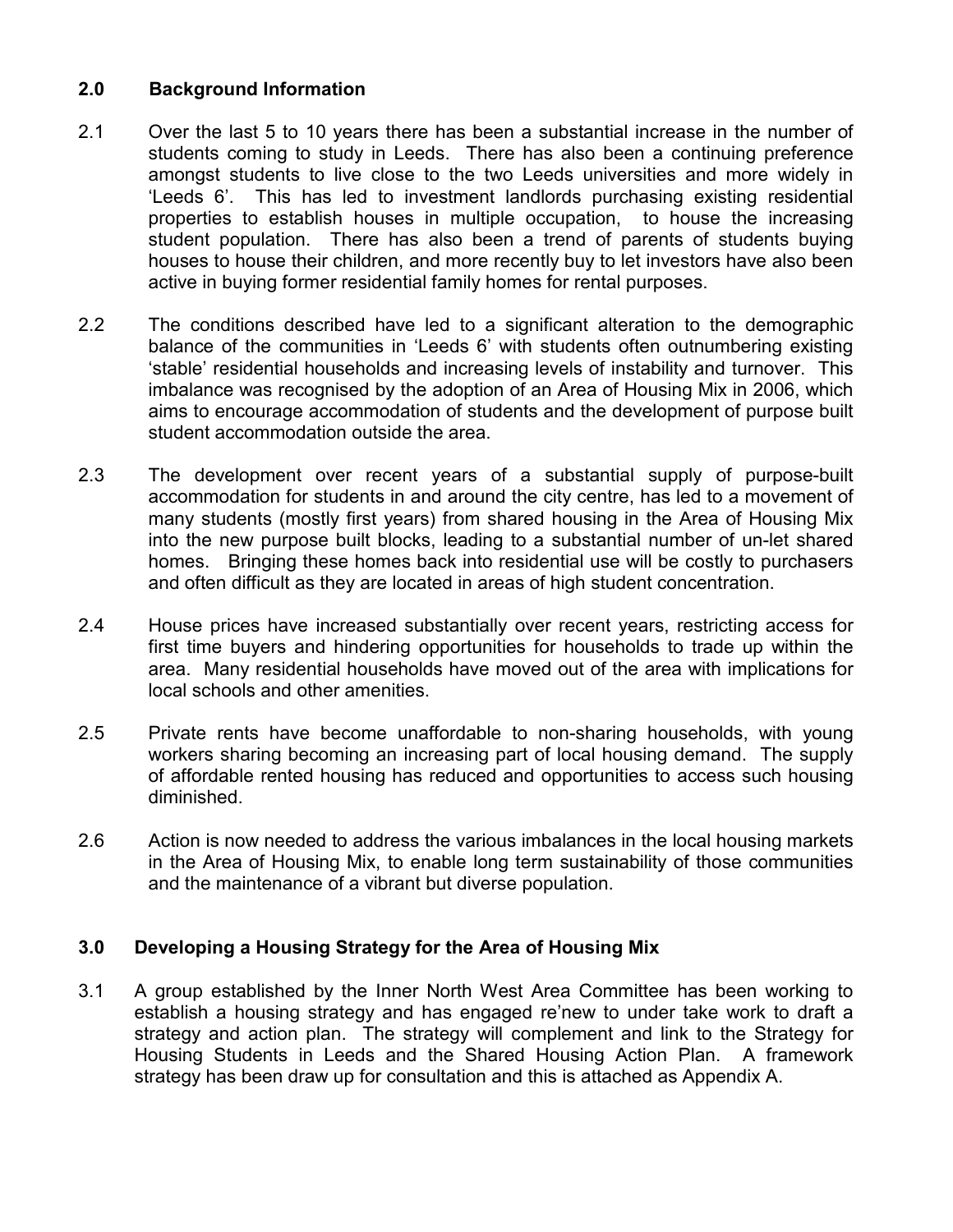## 2.0 Background Information

2.1 Over the last 5 to 10 years there has been a substantial increase in the number of students coming to study in Leeds. There has also been a continuing preference amongst students to live close to the two Leeds universities and more widely in 'Leeds 6'. This has led to investment landlords purchasing existing residential properties to establish houses in multiple occupation, to house the increasing student population. There has also been a trend of parents of students buying houses to house their children, and more recently buy to let investors have also been active in buying former residential family homes for rental purposes.

2.2 The conditions described have led to a significant alteration to the demographic balance of the communities in 'Leeds 6' with students often outnumbering existing 'stable' residential households and increasing levels of instability and turnover. This imbalance was recognised by the adoption of an Area of Housing Mix in 2006, which aims to encourage accommodation of students and the development of purpose built student accommodation outside the area.

2.3 The development over recent years of a substantial supply of purpose-built accommodation for students in and around the city centre, has led to a movement of many students (mostly first years) from shared housing in the Area of Housing Mix into the new purpose built blocks, leading to a substantial number of un-let shared homes. Bringing these homes back into residential use will be costly to purchasers and often difficult as they are located in areas of high student concentration.

2.4 House prices have increased substantially over recent years, restricting access for first time buyers and hindering opportunities for households to trade up within the area. Many residential households have moved out of the area with implications for local schools and other amenities.

2.5 Private rents have become unaffordable to non-sharing households, with young workers sharing becoming an increasing part of local housing demand. The supply of affordable rented housing has reduced and opportunities to access such housing diminished.

2.6 Action is now needed to address the various imbalances in the local housing markets in the Area of Housing Mix, to enable long term sustainability of those communities and the maintenance of a vibrant but diverse population.

## 3.0 Developing a Housing Strategy for the Area of Housing Mix

3.1 A group established by the Inner North West Area Committee has been working to establish a housing strategy and has engaged re'new to under take work to draft a strategy and action plan. The strategy will complement and link to the Strategy for Housing Students in Leeds and the Shared Housing Action Plan. A framework strategy has been draw up for consultation and this is attached as Appendix A.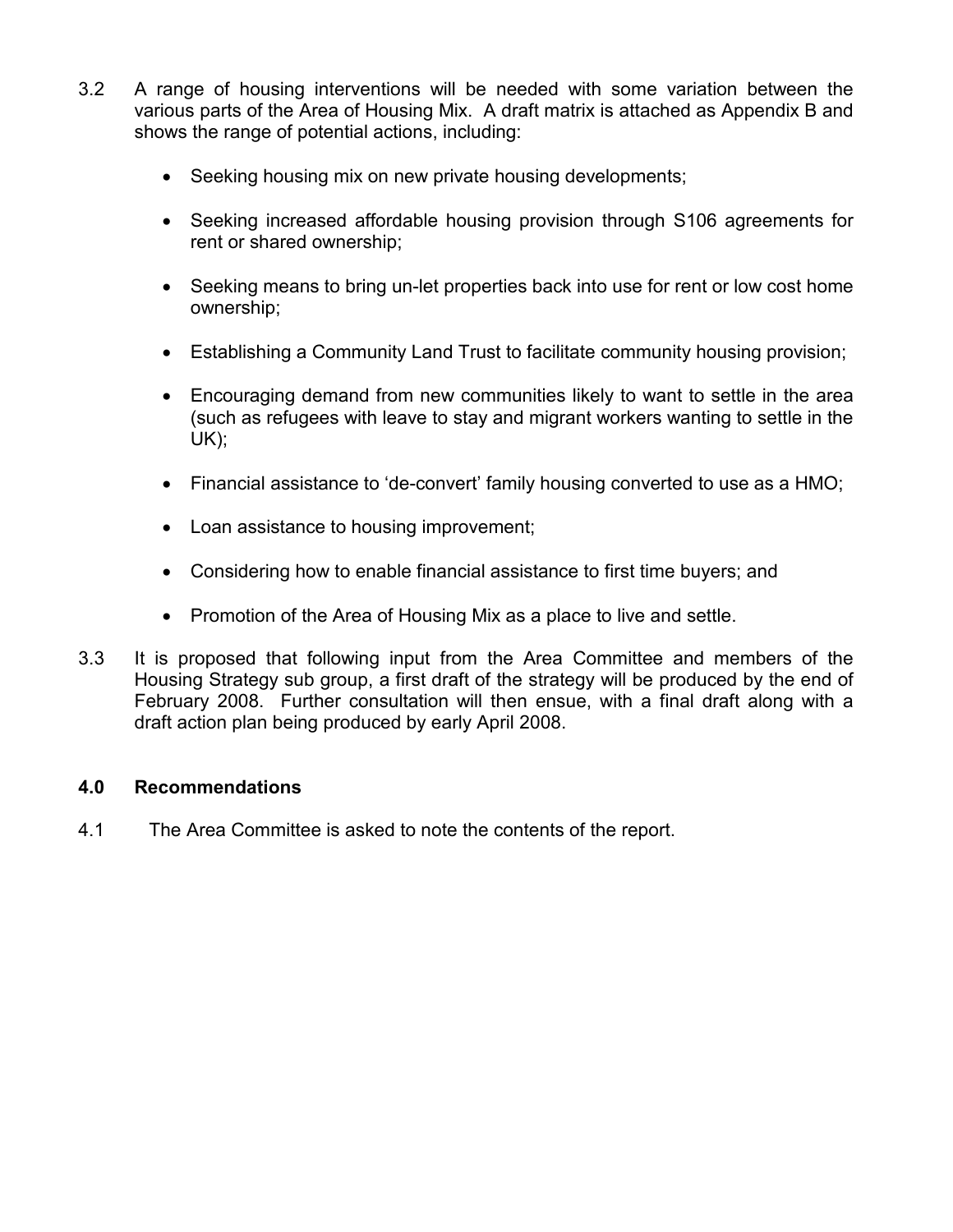3.2 A range of housing interventions will be needed with some variation between the various parts of the Area of Housing Mix. A draft matrix is attached as Appendix B and shows the range of potential actions, including:

- Seeking housing mix on new private housing developments;
- Seeking increased affordable housing provision through S106 agreements for rent or shared ownership;
- Seeking means to bring un-let properties back into use for rent or low cost home ownership;
- Establishing a Community Land Trust to facilitate community housing provision;
- Encouraging demand from new communities likely to want to settle in the area (such as refugees with leave to stay and migrant workers wanting to settle in the UK);
- Financial assistance to 'de-convert' family housing converted to use as a HMO;
- Loan assistance to housing improvement;
- Considering how to enable financial assistance to first time buyers; and
- Promotion of the Area of Housing Mix as a place to live and settle.

3.3 It is proposed that following input from the Area Committee and members of the Housing Strategy sub group, a first draft of the strategy will be produced by the end of February 2008. Further consultation will then ensue, with a final draft along with a draft action plan being produced by early April 2008.

## 4.0 Recommendations

4.1 The Area Committee is asked to note the contents of the report.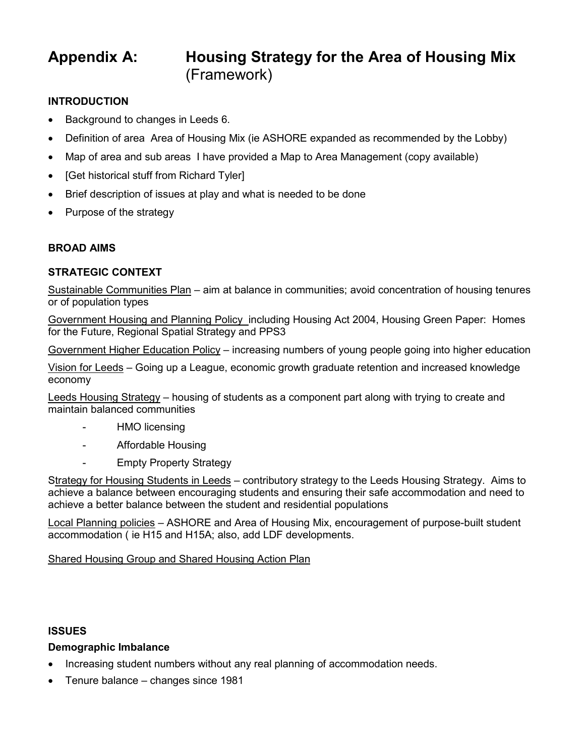# Appendix A: Housing Strategy for the Area of Housing Mix (Framework)

**INTRODUCTION**

- Background to changes in Leeds 6.
- Definition of area  Area of Housing Mix (ie ASHORE expanded as recommended by the Lobby)
- Map of area and sub areas  I have provided a Map to Area Management (copy available)
- [Get historical stuff from Richard Tyler]
- Brief description of issues at play and what is needed to be done
- Purpose of the strategy

**BROAD AIMS**

**STRATEGIC CONTEXT**

Sustainable Communities Plan – aim at balance in communities; avoid concentration of housing tenures or of population types

Government Housing and Planning Policy including Housing Act 2004, Housing Green Paper: Homes for the Future, Regional Spatial Strategy and PPS3

Government Higher Education Policy – increasing numbers of young people going into higher education

Vision for Leeds – Going up a League, economic growth graduate retention and increased knowledge economy

Leeds Housing Strategy – housing of students as a component part along with trying to create and maintain balanced communities

- HMO licensing
- Affordable Housing
- Empty Property Strategy

Strategy for Housing Students in Leeds – contributory strategy to the Leeds Housing Strategy. Aims to achieve a balance between encouraging students and ensuring their safe accommodation and need to achieve a better balance between the student and residential populations

Local Planning policies – ASHORE and Area of Housing Mix, encouragement of purpose-built student accommodation ( ie H15 and H15A; also, add LDF developments.

Shared Housing Group and Shared Housing Action Plan

**ISSUES**

**Demographic Imbalance**

- Increasing student numbers without any real planning of accommodation needs.
- Tenure balance – changes since 1981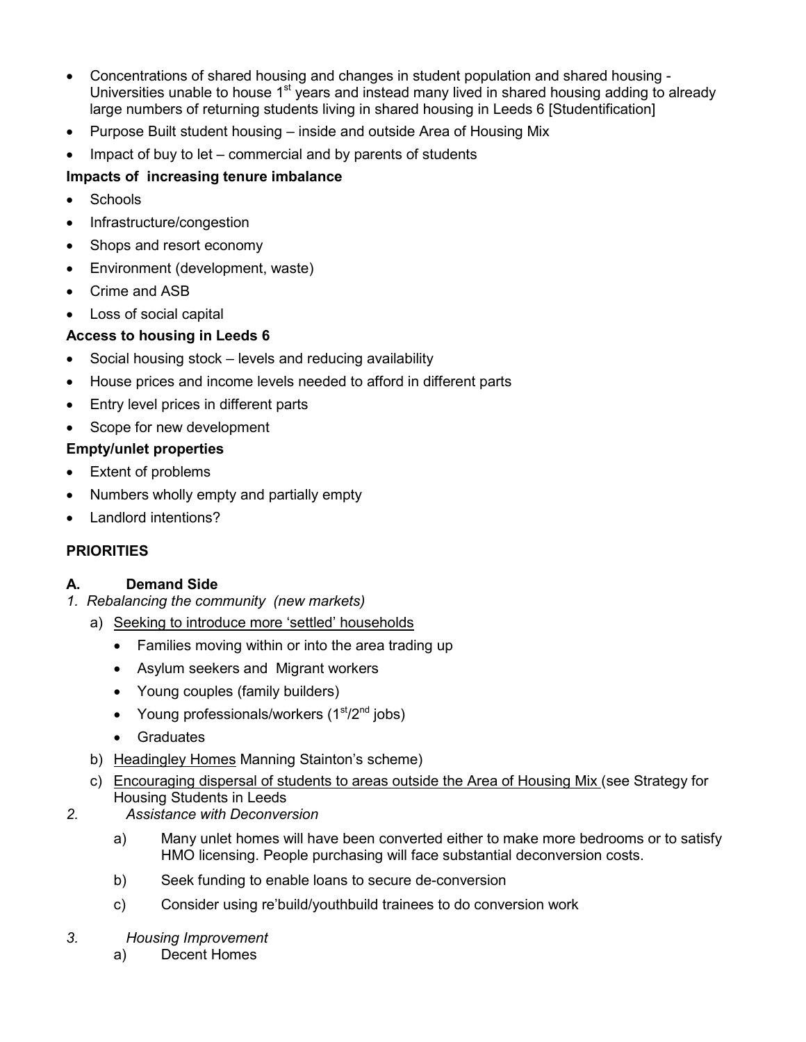- Concentrations of shared housing and changes in student population and shared housing - Universities unable to house 1st years and instead many lived in shared housing adding to already large numbers of returning students living in shared housing in Leeds 6 [Studentification]
- Purpose Built student housing – inside and outside Area of Housing Mix
- Impact of buy to let – commercial and by parents of students

**Impacts of increasing tenure imbalance**

- Schools
- Infrastructure/congestion
- Shops and resort economy
- Environment (development, waste)
- Crime and ASB
- Loss of social capital

**Access to housing in Leeds 6**

- Social housing stock – levels and reducing availability
- House prices and income levels needed to afford in different parts
- Entry level prices in different parts
- Scope for new development

**Empty/unlet properties**

- Extent of problems
- Numbers wholly empty and partially empty
- Landlord intentions?

**PRIORITIES**

**A. Demand Side**

*1. Rebalancing the community (new markets)*

a) Seeking to introduce more 'settled' households
   - Families moving within or into the area trading up
   - Asylum seekers and Migrant workers
   - Young couples (family builders)
   - Young professionals/workers (1st/2nd jobs)
   - Graduates

b) Headingley Homes Manning Stainton's scheme)

c) Encouraging dispersal of students to areas outside the Area of Housing Mix (see Strategy for Housing Students in Leeds

*2. Assistance with Deconversion*

a) Many unlet homes will have been converted either to make more bedrooms or to satisfy HMO licensing. People purchasing will face substantial deconversion costs.

b) Seek funding to enable loans to secure de-conversion

c) Consider using re'build/youthbuild trainees to do conversion work

*3. Housing Improvement*

a) Decent Homes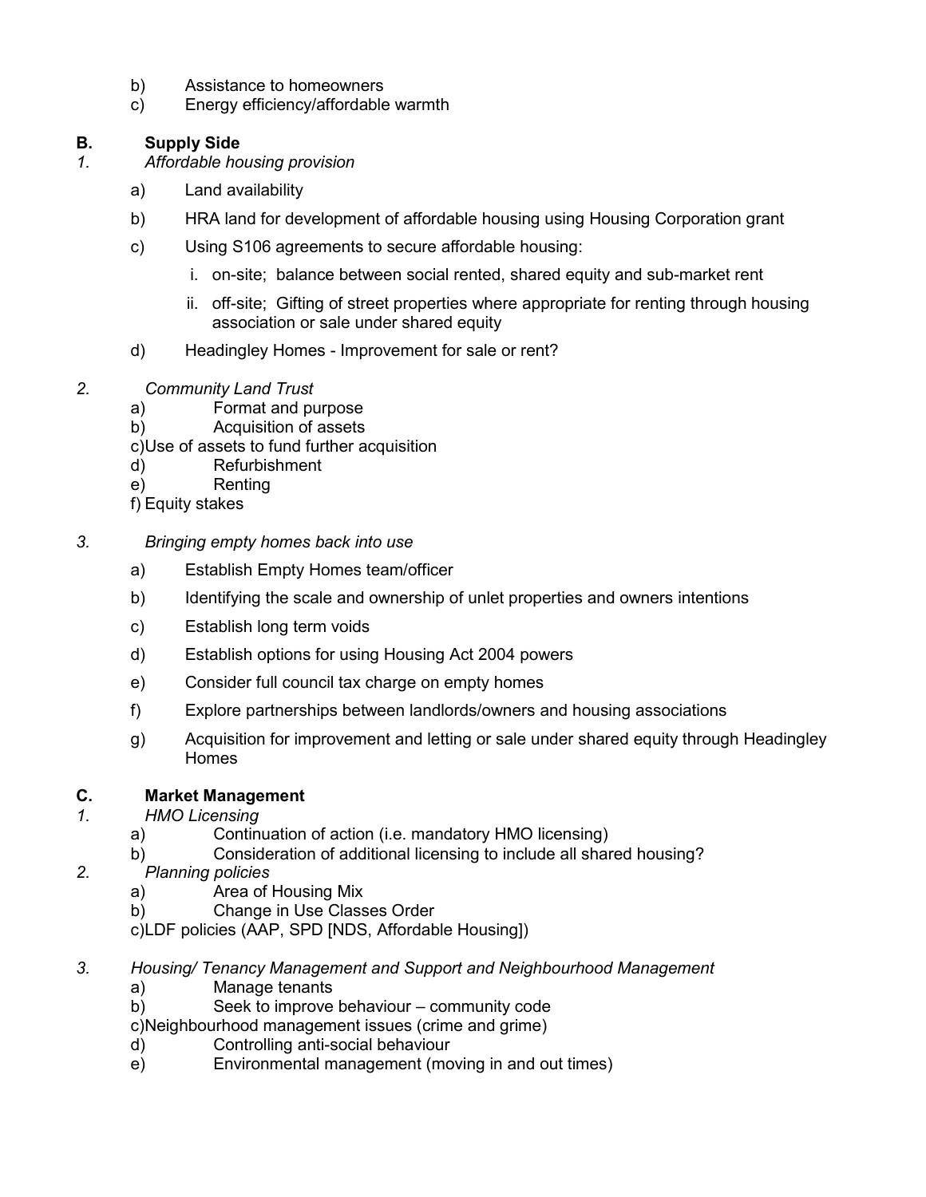b) Assistance to homeowners
c) Energy efficiency/affordable warmth

**B. Supply Side**

*1. Affordable housing provision*

a) Land availability

b) HRA land for development of affordable housing using Housing Corporation grant

c) Using S106 agreements to secure affordable housing:

i. on-site; balance between social rented, shared equity and sub-market rent

ii. off-site; Gifting of street properties where appropriate for renting through housing association or sale under shared equity

d) Headingley Homes - Improvement for sale or rent?

*2. Community Land Trust*

a) Format and purpose
b) Acquisition of assets
c) Use of assets to fund further acquisition
d) Refurbishment
e) Renting
f) Equity stakes

*3. Bringing empty homes back into use*

a) Establish Empty Homes team/officer

b) Identifying the scale and ownership of unlet properties and owners intentions

c) Establish long term voids

d) Establish options for using Housing Act 2004 powers

e) Consider full council tax charge on empty homes

f) Explore partnerships between landlords/owners and housing associations

g) Acquisition for improvement and letting or sale under shared equity through Headingley Homes

**C. Market Management**

*1. HMO Licensing*

a) Continuation of action (i.e. mandatory HMO licensing)
b) Consideration of additional licensing to include all shared housing?

*2. Planning policies*

a) Area of Housing Mix
b) Change in Use Classes Order
c) LDF policies (AAP, SPD [NDS, Affordable Housing])

*3. Housing/ Tenancy Management and Support and Neighbourhood Management*

a) Manage tenants
b) Seek to improve behaviour – community code
c) Neighbourhood management issues (crime and grime)
d) Controlling anti-social behaviour
e) Environmental management (moving in and out times)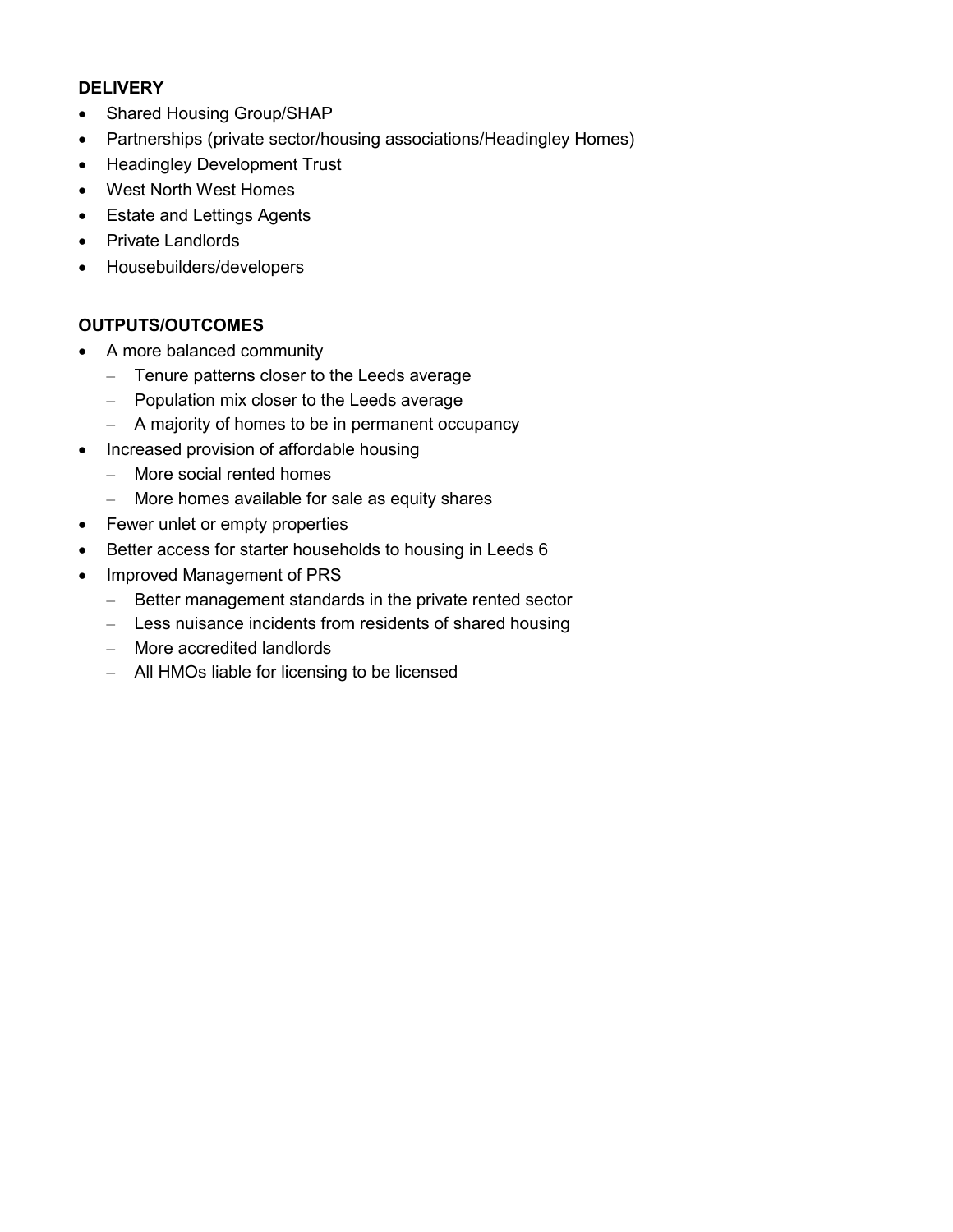**DELIVERY**

- Shared Housing Group/SHAP
- Partnerships (private sector/housing associations/Headingley Homes)
- Headingley Development Trust
- West North West Homes
- Estate and Lettings Agents
- Private Landlords
- Housebuilders/developers

**OUTPUTS/OUTCOMES**

- A more balanced community
  - Tenure patterns closer to the Leeds average
  - Population mix closer to the Leeds average
  - A majority of homes to be in permanent occupancy
- Increased provision of affordable housing
  - More social rented homes
  - More homes available for sale as equity shares
- Fewer unlet or empty properties
- Better access for starter households to housing in Leeds 6
- Improved Management of PRS
  - Better management standards in the private rented sector
  - Less nuisance incidents from residents of shared housing
  - More accredited landlords
  - All HMOs liable for licensing to be licensed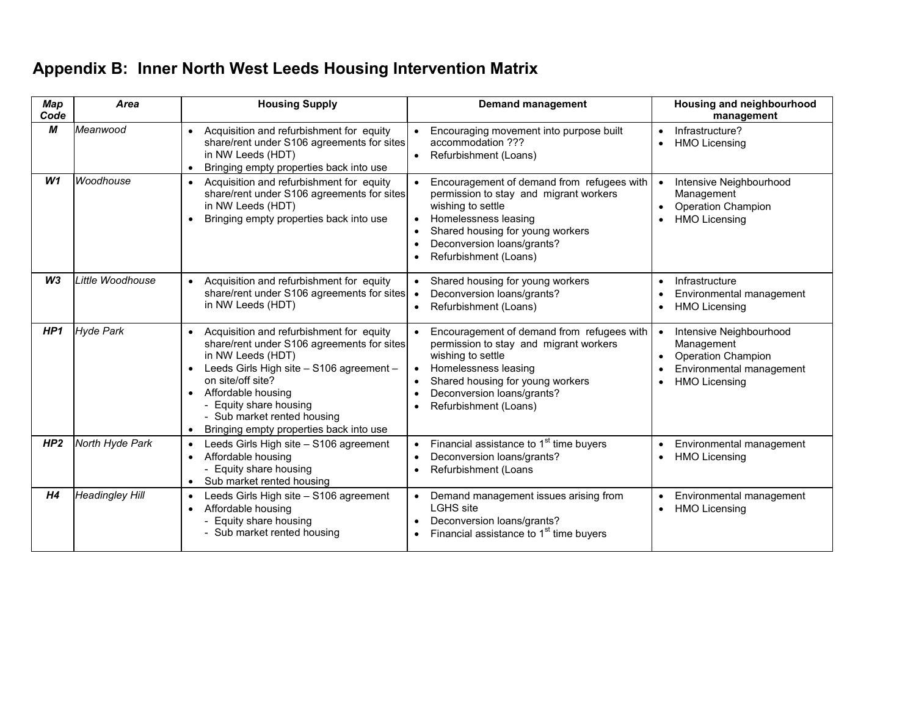## Appendix B: Inner North West Leeds Housing Intervention Matrix

| Map Code | Area | Housing Supply | Demand management | Housing and neighbourhood management |
|---|---|---|---|---|
| ***M*** | *Meanwood* | • Acquisition and refurbishment for equity share/rent under S106 agreements for sites in NW Leeds (HDT)<br>• Bringing empty properties back into use | • Encouraging movement into purpose built accommodation ???<br>• Refurbishment (Loans) | • Infrastructure?<br>• HMO Licensing |
| ***W1*** | *Woodhouse* | • Acquisition and refurbishment for equity share/rent under S106 agreements for sites in NW Leeds (HDT)<br>• Bringing empty properties back into use | • Encouragement of demand from refugees with permission to stay and migrant workers wishing to settle<br>• Homelessness leasing<br>• Shared housing for young workers<br>• Deconversion loans/grants?<br>• Refurbishment (Loans) | • Intensive Neighbourhood Management<br>• Operation Champion<br>• HMO Licensing |
| ***W3*** | *Little Woodhouse* | • Acquisition and refurbishment for equity share/rent under S106 agreements for sites in NW Leeds (HDT) | • Shared housing for young workers<br>• Deconversion loans/grants?<br>• Refurbishment (Loans) | • Infrastructure<br>• Environmental management<br>• HMO Licensing |
| ***HP1*** | *Hyde Park* | • Acquisition and refurbishment for equity share/rent under S106 agreements for sites in NW Leeds (HDT)<br>• Leeds Girls High site – S106 agreement – on site/off site?<br>• Affordable housing<br>  - Equity share housing<br>  - Sub market rented housing<br>• Bringing empty properties back into use | • Encouragement of demand from refugees with permission to stay and migrant workers wishing to settle<br>• Homelessness leasing<br>• Shared housing for young workers<br>• Deconversion loans/grants?<br>• Refurbishment (Loans) | • Intensive Neighbourhood Management<br>• Operation Champion<br>• Environmental management<br>• HMO Licensing |
| ***HP2*** | *North Hyde Park* | • Leeds Girls High site – S106 agreement<br>• Affordable housing<br>  - Equity share housing<br>• Sub market rented housing | • Financial assistance to 1st time buyers<br>• Deconversion loans/grants?<br>• Refurbishment (Loans | • Environmental management<br>• HMO Licensing |
| ***H4*** | *Headingley Hill* | • Leeds Girls High site – S106 agreement<br>• Affordable housing<br>  - Equity share housing<br>  - Sub market rented housing | • Demand management issues arising from LGHS site<br>• Deconversion loans/grants?<br>• Financial assistance to 1st time buyers | • Environmental management<br>• HMO Licensing |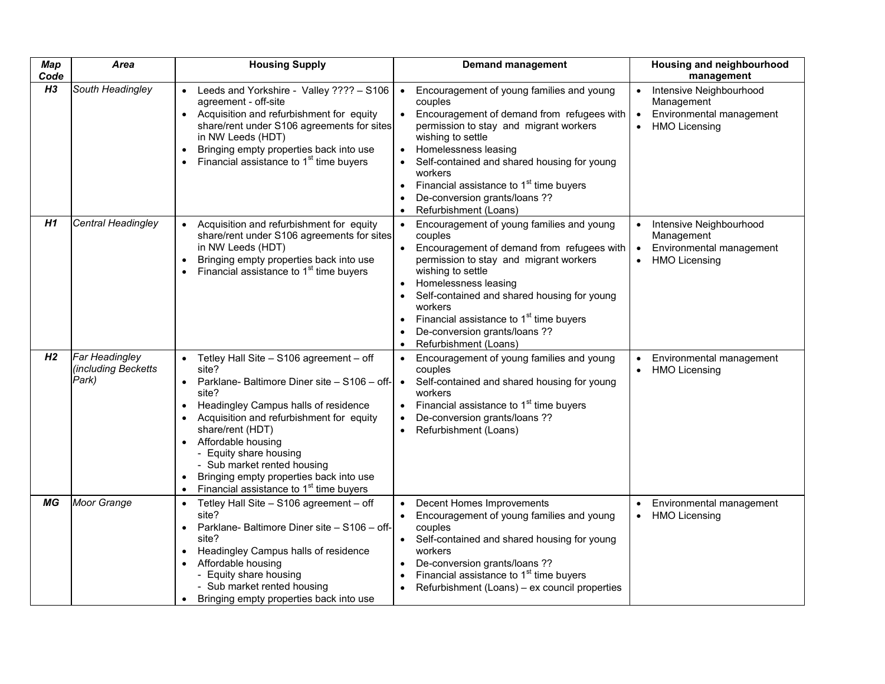| Map Code | Area | Housing Supply | Demand management | Housing and neighbourhood management |
|---|---|---|---|---|
| ***H3*** | *South Headingley* | • Leeds and Yorkshire - Valley ???? – S106 agreement - off-site<br>• Acquisition and refurbishment for equity share/rent under S106 agreements for sites in NW Leeds (HDT)<br>• Bringing empty properties back into use<br>• Financial assistance to 1st time buyers | • Encouragement of young families and young couples<br>• Encouragement of demand from refugees with permission to stay and migrant workers wishing to settle<br>• Homelessness leasing<br>• Self-contained and shared housing for young workers<br>• Financial assistance to 1st time buyers<br>• De-conversion grants/loans ??<br>• Refurbishment (Loans) | • Intensive Neighbourhood Management<br>• Environmental management<br>• HMO Licensing |
| ***H1*** | *Central Headingley* | • Acquisition and refurbishment for equity share/rent under S106 agreements for sites in NW Leeds (HDT)<br>• Bringing empty properties back into use<br>• Financial assistance to 1st time buyers | • Encouragement of young families and young couples<br>• Encouragement of demand from refugees with permission to stay and migrant workers wishing to settle<br>• Homelessness leasing<br>• Self-contained and shared housing for young workers<br>• Financial assistance to 1st time buyers<br>• De-conversion grants/loans ??<br>• Refurbishment (Loans) | • Intensive Neighbourhood Management<br>• Environmental management<br>• HMO Licensing |
| ***H2*** | *Far Headingley (including Becketts Park)* | • Tetley Hall Site – S106 agreement – off site?<br>• Parklane- Baltimore Diner site – S106 – off-site?<br>• Headingley Campus halls of residence<br>• Acquisition and refurbishment for equity share/rent (HDT)<br>• Affordable housing<br>  - Equity share housing<br>  - Sub market rented housing<br>• Bringing empty properties back into use<br>• Financial assistance to 1st time buyers | • Encouragement of young families and young couples<br>• Self-contained and shared housing for young workers<br>• Financial assistance to 1st time buyers<br>• De-conversion grants/loans ??<br>• Refurbishment (Loans) | • Environmental management<br>• HMO Licensing |
| ***MG*** | *Moor Grange* | • Tetley Hall Site – S106 agreement – off site?<br>• Parklane- Baltimore Diner site – S106 – off-site?<br>• Headingley Campus halls of residence<br>• Affordable housing<br>  - Equity share housing<br>  - Sub market rented housing<br>• Bringing empty properties back into use | • Decent Homes Improvements<br>• Encouragement of young families and young couples<br>• Self-contained and shared housing for young workers<br>• De-conversion grants/loans ??<br>• Financial assistance to 1st time buyers<br>• Refurbishment (Loans) – ex council properties | • Environmental management<br>• HMO Licensing |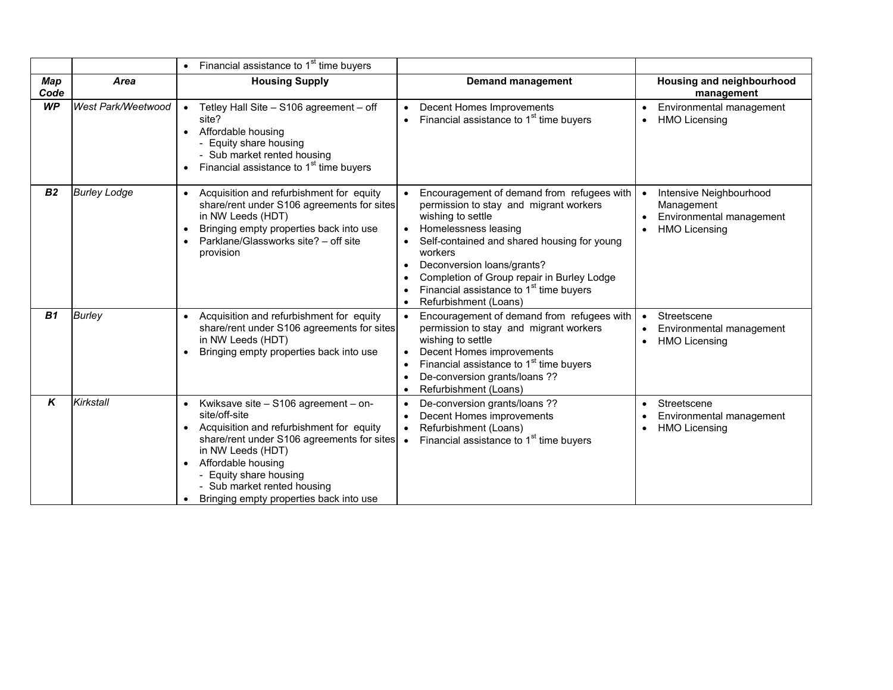| Map Code | Area | Housing Supply | Demand management | Housing and neighbourhood management |
|---|---|---|---|---|
| | | • Financial assistance to 1st time buyers | | |
| **WP** | *West Park/Weetwood* | • Tetley Hall Site – S106 agreement – off site?<br>• Affordable housing<br>- Equity share housing<br>- Sub market rented housing<br>• Financial assistance to 1st time buyers | • Decent Homes Improvements<br>• Financial assistance to 1st time buyers | • Environmental management<br>• HMO Licensing |
| **B2** | *Burley Lodge* | • Acquisition and refurbishment for equity share/rent under S106 agreements for sites in NW Leeds (HDT)<br>• Bringing empty properties back into use<br>• Parklane/Glassworks site? – off site provision | • Encouragement of demand from refugees with permission to stay and migrant workers wishing to settle<br>• Homelessness leasing<br>• Self-contained and shared housing for young workers<br>• Deconversion loans/grants?<br>• Completion of Group repair in Burley Lodge<br>• Financial assistance to 1st time buyers<br>• Refurbishment (Loans) | • Intensive Neighbourhood Management<br>• Environmental management<br>• HMO Licensing |
| **B1** | *Burley* | • Acquisition and refurbishment for equity share/rent under S106 agreements for sites in NW Leeds (HDT)<br>• Bringing empty properties back into use | • Encouragement of demand from refugees with permission to stay and migrant workers wishing to settle<br>• Decent Homes improvements<br>• Financial assistance to 1st time buyers<br>• De-conversion grants/loans ??<br>• Refurbishment (Loans) | • Streetscene<br>• Environmental management<br>• HMO Licensing |
| **K** | *Kirkstall* | • Kwiksave site – S106 agreement – on-site/off-site<br>• Acquisition and refurbishment for equity share/rent under S106 agreements for sites in NW Leeds (HDT)<br>• Affordable housing<br>- Equity share housing<br>- Sub market rented housing<br>• Bringing empty properties back into use | • De-conversion grants/loans ??<br>• Decent Homes improvements<br>• Refurbishment (Loans)<br>• Financial assistance to 1st time buyers | • Streetscene<br>• Environmental management<br>• HMO Licensing |